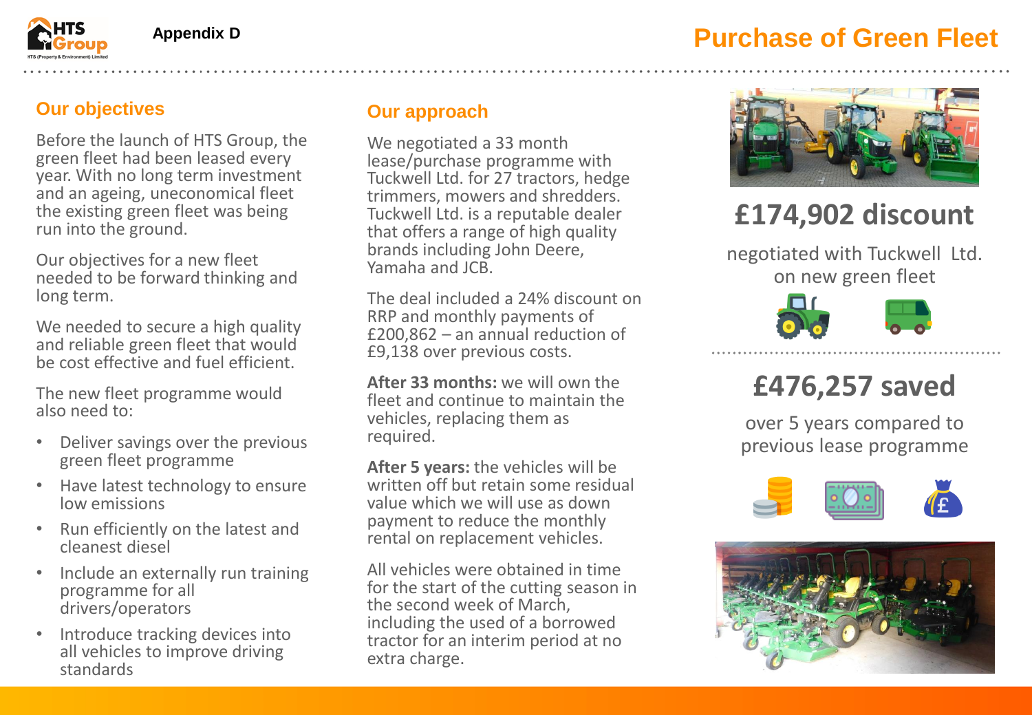Appendix D

# Purchase of Green Fleet

## Our objectives

Before the launch of HTS Group, the green fleet had been leased every year. With no long term investment and an ageing, uneconomical fleet the existing green fleet was being run into the ground.

Our objectives for a new fleet needed to be forward thinking and long term.

We needed to secure a high quality and reliable green fleet that would be cost effective and fuel efficient.

The new fleet programme would also need to:

- Deliver savings over the previous green fleet programme
- Have latest technology to ensure low emissions
- Run efficiently on the latest and cleanest diesel
- Include an externally run training programme for all drivers/operators
- Introduce tracking devices into all vehicles to improve driving standards

## Our approach

We negotiated a 33 month lease/purchase programme with Tuckwell Ltd. for 27 tractors, hedge trimmers, mowers and shredders. Tuckwell Ltd. is a reputable dealer that offers a range of high quality brands including John Deere, Yamaha and JCB.

The deal included a 24% discount on RRP and monthly payments of £200,862 – an annual reduction of £9,138 over previous costs.

**After 33 months:** we will own the fleet and continue to maintain the vehicles, replacing them as required.

**After 5 years:** the vehicles will be written off but retain some residual value which we will use as down payment to reduce the monthly rental on replacement vehicles.

All vehicles were obtained in time for the start of the cutting season in the second week of March, including the used of a borrowed tractor for an interim period at no extra charge.

## £174,902 discount

negotiated with Tuckwell Ltd. on new green fleet

## £476,257 saved

over 5 years compared to previous lease programme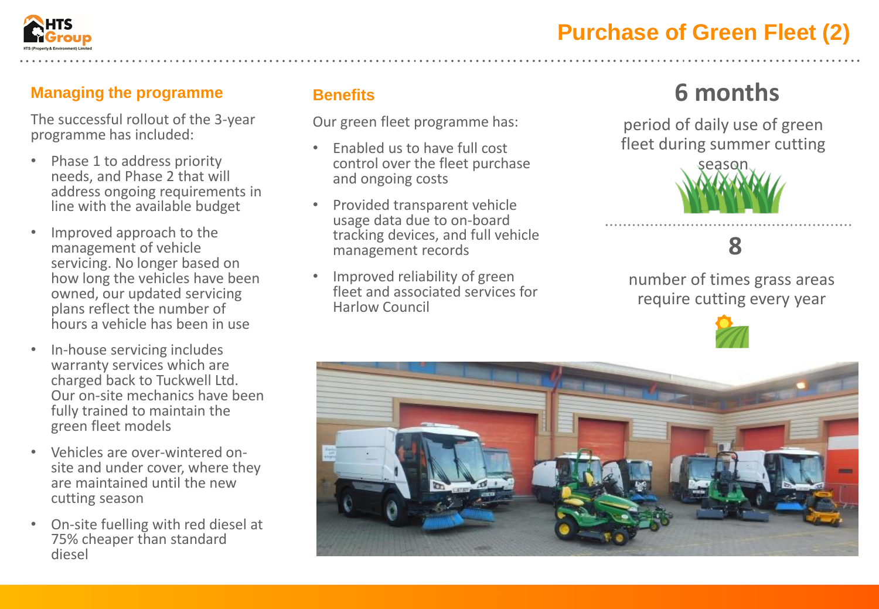# Purchase of Green Fleet (2)

## Managing the programme

The successful rollout of the 3-year programme has included:

- Phase 1 to address priority needs, and Phase 2 that will address ongoing requirements in line with the available budget
- Improved approach to the management of vehicle servicing. No longer based on how long the vehicles have been owned, our updated servicing plans reflect the number of hours a vehicle has been in use
- In-house servicing includes warranty services which are charged back to Tuckwell Ltd. Our on-site mechanics have been fully trained to maintain the green fleet models
- Vehicles are over-wintered on-site and under cover, where they are maintained until the new cutting season
- On-site fuelling with red diesel at 75% cheaper than standard diesel

## Benefits

Our green fleet programme has:

- Enabled us to have full cost control over the fleet purchase and ongoing costs
- Provided transparent vehicle usage data due to on-board tracking devices, and full vehicle management records
- Improved reliability of green fleet and associated services for Harlow Council

**6 months**

period of daily use of green fleet during summer cutting season

**8**

number of times grass areas require cutting every year